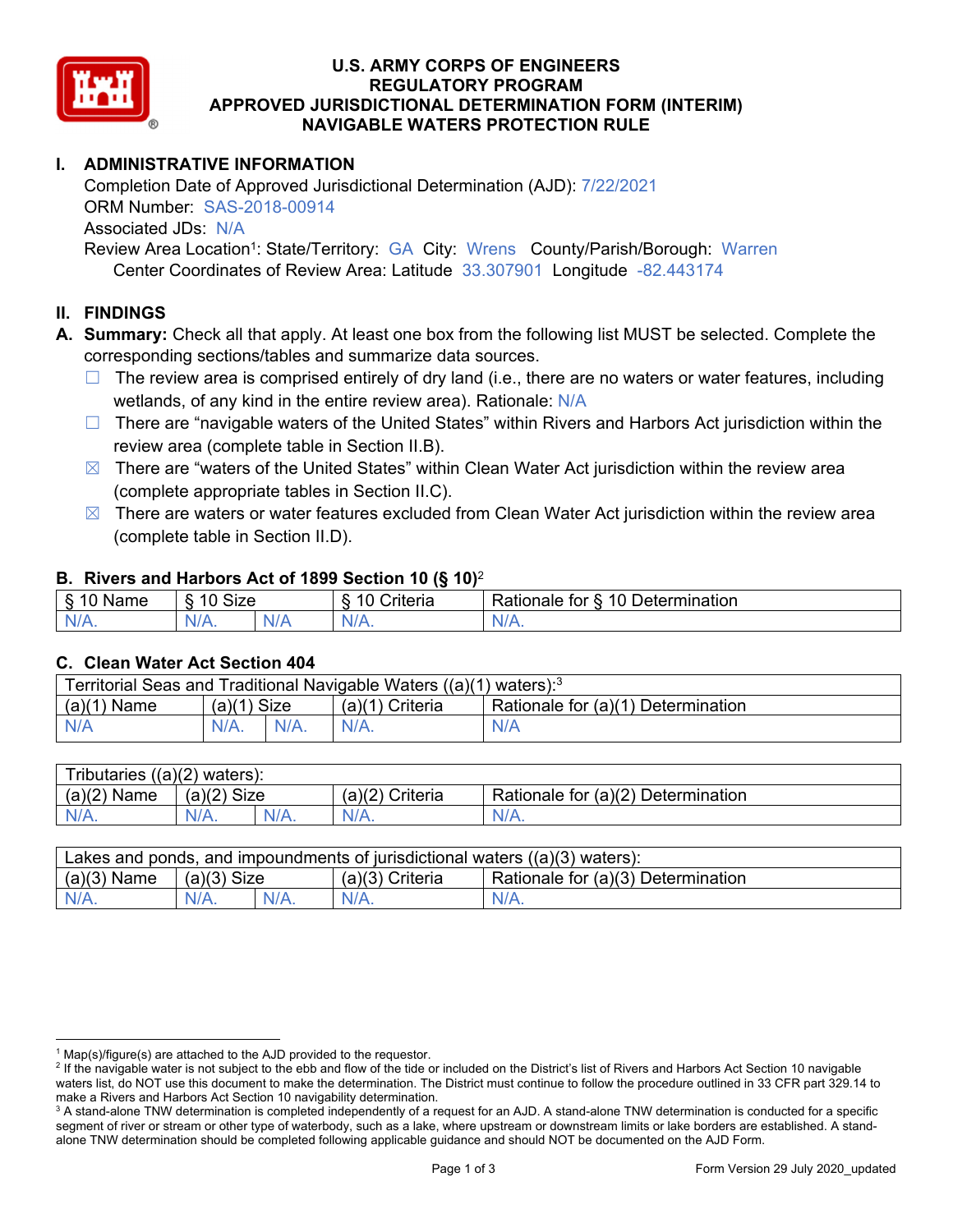# U.S. ARMY CORPS OF ENGINEERS
# REGULATORY PROGRAM
# APPROVED JURISDICTIONAL DETERMINATION FORM (INTERIM)
# NAVIGABLE WATERS PROTECTION RULE

## I. ADMINISTRATIVE INFORMATION

Completion Date of Approved Jurisdictional Determination (AJD): 7/22/2021
ORM Number: SAS-2018-00914
Associated JDs: N/A
Review Area Location[1]: State/Territory: GA City: Wrens County/Parish/Borough: Warren
Center Coordinates of Review Area: Latitude 33.307901 Longitude -82.443174

## II. FINDINGS

**A. Summary:** Check all that apply. At least one box from the following list MUST be selected. Complete the corresponding sections/tables and summarize data sources.

- ☐ The review area is comprised entirely of dry land (i.e., there are no waters or water features, including wetlands, of any kind in the entire review area). Rationale: N/A
- ☐ There are "navigable waters of the United States" within Rivers and Harbors Act jurisdiction within the review area (complete table in Section II.B).
- ☒ There are "waters of the United States" within Clean Water Act jurisdiction within the review area (complete appropriate tables in Section II.C).
- ☒ There are waters or water features excluded from Clean Water Act jurisdiction within the review area (complete table in Section II.D).

### B. Rivers and Harbors Act of 1899 Section 10 (§ 10)[2]

| § 10 Name | § 10 Size | | § 10 Criteria | Rationale for § 10 Determination |
|---|---|---|---|---|
| N/A. | N/A. | N/A | N/A. | N/A. |

### C. Clean Water Act Section 404

| Territorial Seas and Traditional Navigable Waters ((a)(1) waters):[3] | | | | |
|---|---|---|---|---|
| (a)(1) Name | (a)(1) Size | | (a)(1) Criteria | Rationale for (a)(1) Determination |
| N/A | N/A. | N/A. | N/A. | N/A |

| Tributaries ((a)(2) waters): | | | | |
|---|---|---|---|---|
| (a)(2) Name | (a)(2) Size | | (a)(2) Criteria | Rationale for (a)(2) Determination |
| N/A. | N/A. | N/A. | N/A. | N/A. |

| Lakes and ponds, and impoundments of jurisdictional waters ((a)(3) waters): | | | | |
|---|---|---|---|---|
| (a)(3) Name | (a)(3) Size | | (a)(3) Criteria | Rationale for (a)(3) Determination |
| N/A. | N/A. | N/A. | N/A. | N/A. |

---

[1] Map(s)/figure(s) are attached to the AJD provided to the requestor.

[2] If the navigable water is not subject to the ebb and flow of the tide or included on the District's list of Rivers and Harbors Act Section 10 navigable waters list, do NOT use this document to make the determination. The District must continue to follow the procedure outlined in 33 CFR part 329.14 to make a Rivers and Harbors Act Section 10 navigability determination.

[3] A stand-alone TNW determination is completed independently of a request for an AJD. A stand-alone TNW determination is conducted for a specific segment of river or stream or other type of waterbody, such as a lake, where upstream or downstream limits or lake borders are established. A stand-alone TNW determination should be completed following applicable guidance and should NOT be documented on the AJD Form.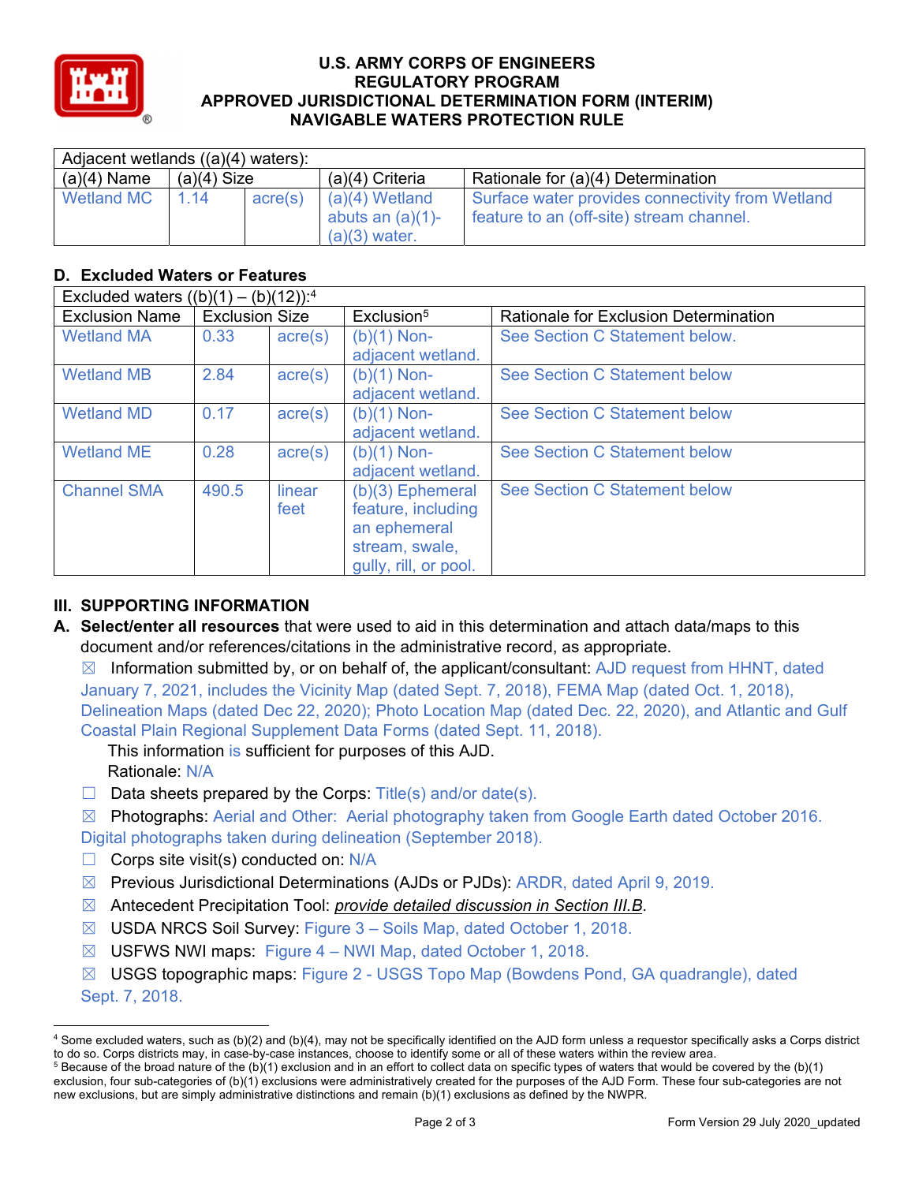# U.S. ARMY CORPS OF ENGINEERS
# REGULATORY PROGRAM
# APPROVED JURISDICTIONAL DETERMINATION FORM (INTERIM)
# NAVIGABLE WATERS PROTECTION RULE

| Adjacent wetlands ((a)(4) waters): | | | | |
|---|---|---|---|---|
| (a)(4) Name | (a)(4) Size | | (a)(4) Criteria | Rationale for (a)(4) Determination |
| Wetland MC | 1.14 | acre(s) | (a)(4) Wetland abuts an (a)(1)-(a)(3) water. | Surface water provides connectivity from Wetland feature to an (off-site) stream channel. |

## D. Excluded Waters or Features

| Excluded waters ((b)(1) – (b)(12)):[4] | | | | |
|---|---|---|---|---|
| Exclusion Name | Exclusion Size | | Exclusion[5] | Rationale for Exclusion Determination |
| Wetland MA | 0.33 | acre(s) | (b)(1) Non-adjacent wetland. | See Section C Statement below. |
| Wetland MB | 2.84 | acre(s) | (b)(1) Non-adjacent wetland. | See Section C Statement below |
| Wetland MD | 0.17 | acre(s) | (b)(1) Non-adjacent wetland. | See Section C Statement below |
| Wetland ME | 0.28 | acre(s) | (b)(1) Non-adjacent wetland. | See Section C Statement below |
| Channel SMA | 490.5 | linear feet | (b)(3) Ephemeral feature, including an ephemeral stream, swale, gully, rill, or pool. | See Section C Statement below |

## III. SUPPORTING INFORMATION

**A. Select/enter all resources** that were used to aid in this determination and attach data/maps to this document and/or references/citations in the administrative record, as appropriate.

☒ Information submitted by, or on behalf of, the applicant/consultant: AJD request from HHNT, dated January 7, 2021, includes the Vicinity Map (dated Sept. 7, 2018), FEMA Map (dated Oct. 1, 2018), Delineation Maps (dated Dec 22, 2020); Photo Location Map (dated Dec. 22, 2020), and Atlantic and Gulf Coastal Plain Regional Supplement Data Forms (dated Sept. 11, 2018).

This information is sufficient for purposes of this AJD.

Rationale: N/A

☐ Data sheets prepared by the Corps: Title(s) and/or date(s).

☒ Photographs: Aerial and Other: Aerial photography taken from Google Earth dated October 2016. Digital photographs taken during delineation (September 2018).

☐ Corps site visit(s) conducted on: N/A

☒ Previous Jurisdictional Determinations (AJDs or PJDs): ARDR, dated April 9, 2019.

☒ Antecedent Precipitation Tool: *provide detailed discussion in Section III.B*.

☒ USDA NRCS Soil Survey: Figure 3 – Soils Map, dated October 1, 2018.

☒ USFWS NWI maps: Figure 4 – NWI Map, dated October 1, 2018.

☒ USGS topographic maps: Figure 2 - USGS Topo Map (Bowdens Pond, GA quadrangle), dated Sept. 7, 2018.

---

[4] Some excluded waters, such as (b)(2) and (b)(4), may not be specifically identified on the AJD form unless a requestor specifically asks a Corps district to do so. Corps districts may, in case-by-case instances, choose to identify some or all of these waters within the review area.

[5] Because of the broad nature of the (b)(1) exclusion and in an effort to collect data on specific types of waters that would be covered by the (b)(1) exclusion, four sub-categories of (b)(1) exclusions were administratively created for the purposes of the AJD Form. These four sub-categories are not new exclusions, but are simply administrative distinctions and remain (b)(1) exclusions as defined by the NWPR.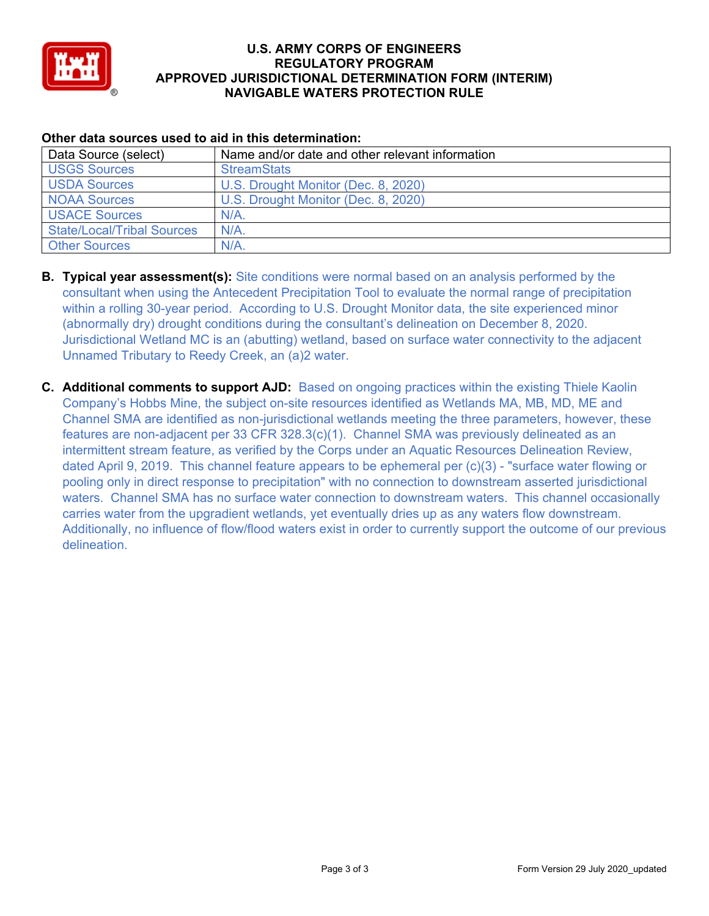**Other data sources used to aid in this determination:**

| Data Source (select) | Name and/or date and other relevant information |
|---|---|
| USGS Sources | StreamStats |
| USDA Sources | U.S. Drought Monitor (Dec. 8, 2020) |
| NOAA Sources | U.S. Drought Monitor (Dec. 8, 2020) |
| USACE Sources | N/A. |
| State/Local/Tribal Sources | N/A. |
| Other Sources | N/A. |

**B. Typical year assessment(s):** Site conditions were normal based on an analysis performed by the consultant when using the Antecedent Precipitation Tool to evaluate the normal range of precipitation within a rolling 30-year period. According to U.S. Drought Monitor data, the site experienced minor (abnormally dry) drought conditions during the consultant's delineation on December 8, 2020. Jurisdictional Wetland MC is an (abutting) wetland, based on surface water connectivity to the adjacent Unnamed Tributary to Reedy Creek, an (a)2 water.

**C. Additional comments to support AJD:** Based on ongoing practices within the existing Thiele Kaolin Company's Hobbs Mine, the subject on-site resources identified as Wetlands MA, MB, MD, ME and Channel SMA are identified as non-jurisdictional wetlands meeting the three parameters, however, these features are non-adjacent per 33 CFR 328.3(c)(1). Channel SMA was previously delineated as an intermittent stream feature, as verified by the Corps under an Aquatic Resources Delineation Review, dated April 9, 2019. This channel feature appears to be ephemeral per (c)(3) - "surface water flowing or pooling only in direct response to precipitation" with no connection to downstream asserted jurisdictional waters. Channel SMA has no surface water connection to downstream waters. This channel occasionally carries water from the upgradient wetlands, yet eventually dries up as any waters flow downstream. Additionally, no influence of flow/flood waters exist in order to currently support the outcome of our previous delineation.